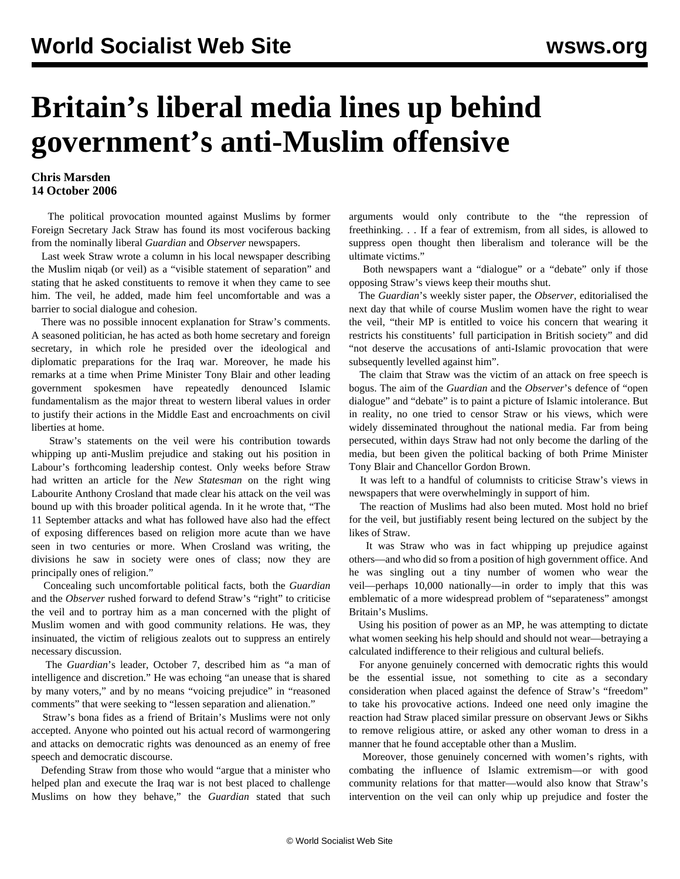# Britain's liberal media lines up behind government's anti-Muslim offensive

**Chris Marsden**
**14 October 2006**

The political provocation mounted against Muslims by former Foreign Secretary Jack Straw has found its most vociferous backing from the nominally liberal *Guardian* and *Observer* newspapers.

Last week Straw wrote a column in his local newspaper describing the Muslim niqab (or veil) as a "visible statement of separation" and stating that he asked constituents to remove it when they came to see him. The veil, he added, made him feel uncomfortable and was a barrier to social dialogue and cohesion.

There was no possible innocent explanation for Straw's comments. A seasoned politician, he has acted as both home secretary and foreign secretary, in which role he presided over the ideological and diplomatic preparations for the Iraq war. Moreover, he made his remarks at a time when Prime Minister Tony Blair and other leading government spokesmen have repeatedly denounced Islamic fundamentalism as the major threat to western liberal values in order to justify their actions in the Middle East and encroachments on civil liberties at home.

Straw's statements on the veil were his contribution towards whipping up anti-Muslim prejudice and staking out his position in Labour's forthcoming leadership contest. Only weeks before Straw had written an article for the *New Statesman* on the right wing Labourite Anthony Crosland that made clear his attack on the veil was bound up with this broader political agenda. In it he wrote that, "The 11 September attacks and what has followed have also had the effect of exposing differences based on religion more acute than we have seen in two centuries or more. When Crosland was writing, the divisions he saw in society were ones of class; now they are principally ones of religion."

Concealing such uncomfortable political facts, both the *Guardian* and the *Observer* rushed forward to defend Straw's "right" to criticise the veil and to portray him as a man concerned with the plight of Muslim women and with good community relations. He was, they insinuated, the victim of religious zealots out to suppress an entirely necessary discussion.

The *Guardian*'s leader, October 7, described him as "a man of intelligence and discretion." He was echoing "an unease that is shared by many voters," and by no means "voicing prejudice" in "reasoned comments" that were seeking to "lessen separation and alienation."

Straw's bona fides as a friend of Britain's Muslims were not only accepted. Anyone who pointed out his actual record of warmongering and attacks on democratic rights was denounced as an enemy of free speech and democratic discourse.

Defending Straw from those who would "argue that a minister who helped plan and execute the Iraq war is not best placed to challenge Muslims on how they behave," the *Guardian* stated that such arguments would only contribute to the "the repression of freethinking. . . If a fear of extremism, from all sides, is allowed to suppress open thought then liberalism and tolerance will be the ultimate victims."

Both newspapers want a "dialogue" or a "debate" only if those opposing Straw's views keep their mouths shut.

The *Guardian*'s weekly sister paper, the *Observer*, editorialised the next day that while of course Muslim women have the right to wear the veil, "their MP is entitled to voice his concern that wearing it restricts his constituents' full participation in British society" and did "not deserve the accusations of anti-Islamic provocation that were subsequently levelled against him".

The claim that Straw was the victim of an attack on free speech is bogus. The aim of the *Guardian* and the *Observer*'s defence of "open dialogue" and "debate" is to paint a picture of Islamic intolerance. But in reality, no one tried to censor Straw or his views, which were widely disseminated throughout the national media. Far from being persecuted, within days Straw had not only become the darling of the media, but been given the political backing of both Prime Minister Tony Blair and Chancellor Gordon Brown.

It was left to a handful of columnists to criticise Straw's views in newspapers that were overwhelmingly in support of him.

The reaction of Muslims had also been muted. Most hold no brief for the veil, but justifiably resent being lectured on the subject by the likes of Straw.

It was Straw who was in fact whipping up prejudice against others—and who did so from a position of high government office. And he was singling out a tiny number of women who wear the veil—perhaps 10,000 nationally—in order to imply that this was emblematic of a more widespread problem of "separateness" amongst Britain's Muslims.

Using his position of power as an MP, he was attempting to dictate what women seeking his help should and should not wear—betraying a calculated indifference to their religious and cultural beliefs.

For anyone genuinely concerned with democratic rights this would be the essential issue, not something to cite as a secondary consideration when placed against the defence of Straw's "freedom" to take his provocative actions. Indeed one need only imagine the reaction had Straw placed similar pressure on observant Jews or Sikhs to remove religious attire, or asked any other woman to dress in a manner that he found acceptable other than a Muslim.

Moreover, those genuinely concerned with women's rights, with combating the influence of Islamic extremism—or with good community relations for that matter—would also know that Straw's intervention on the veil can only whip up prejudice and foster the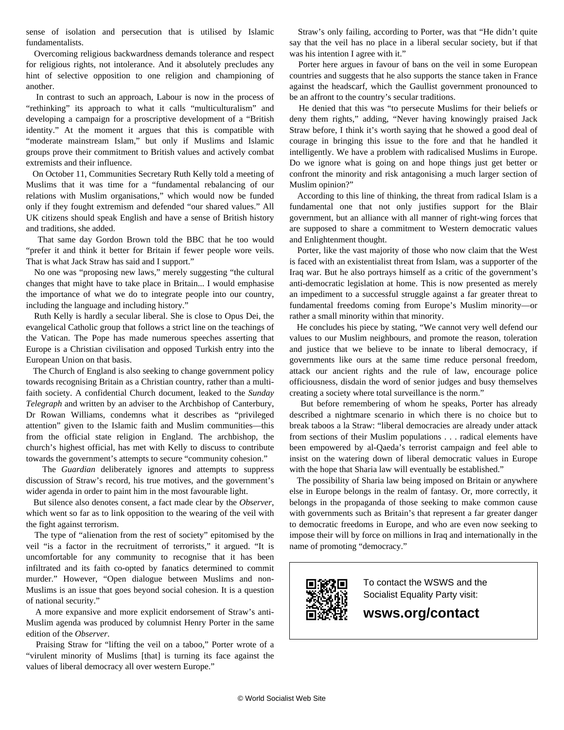sense of isolation and persecution that is utilised by Islamic fundamentalists.

Overcoming religious backwardness demands tolerance and respect for religious rights, not intolerance. And it absolutely precludes any hint of selective opposition to one religion and championing of another.

In contrast to such an approach, Labour is now in the process of "rethinking" its approach to what it calls "multiculturalism" and developing a campaign for a proscriptive development of a "British identity." At the moment it argues that this is compatible with "moderate mainstream Islam," but only if Muslims and Islamic groups prove their commitment to British values and actively combat extremists and their influence.

On October 11, Communities Secretary Ruth Kelly told a meeting of Muslims that it was time for a "fundamental rebalancing of our relations with Muslim organisations," which would now be funded only if they fought extremism and defended "our shared values." All UK citizens should speak English and have a sense of British history and traditions, she added.

That same day Gordon Brown told the BBC that he too would "prefer it and think it better for Britain if fewer people wore veils. That is what Jack Straw has said and I support."

No one was "proposing new laws," merely suggesting "the cultural changes that might have to take place in Britain... I would emphasise the importance of what we do to integrate people into our country, including the language and including history."

Ruth Kelly is hardly a secular liberal. She is close to Opus Dei, the evangelical Catholic group that follows a strict line on the teachings of the Vatican. The Pope has made numerous speeches asserting that Europe is a Christian civilisation and opposed Turkish entry into the European Union on that basis.

The Church of England is also seeking to change government policy towards recognising Britain as a Christian country, rather than a multi-faith society. A confidential Church document, leaked to the *Sunday Telegraph* and written by an adviser to the Archbishop of Canterbury, Dr Rowan Williams, condemns what it describes as "privileged attention" given to the Islamic faith and Muslim communities—this from the official state religion in England. The archbishop, the church's highest official, has met with Kelly to discuss to contribute towards the government's attempts to secure "community cohesion."

The *Guardian* deliberately ignores and attempts to suppress discussion of Straw's record, his true motives, and the government's wider agenda in order to paint him in the most favourable light.

But silence also denotes consent, a fact made clear by the *Observer*, which went so far as to link opposition to the wearing of the veil with the fight against terrorism.

The type of "alienation from the rest of society" epitomised by the veil "is a factor in the recruitment of terrorists," it argued. "It is uncomfortable for any community to recognise that it has been infiltrated and its faith co-opted by fanatics determined to commit murder." However, "Open dialogue between Muslims and non-Muslims is an issue that goes beyond social cohesion. It is a question of national security."

A more expansive and more explicit endorsement of Straw's anti-Muslim agenda was produced by columnist Henry Porter in the same edition of the *Observer*.

Praising Straw for "lifting the veil on a taboo," Porter wrote of a "virulent minority of Muslims [that] is turning its face against the values of liberal democracy all over western Europe."

Straw's only failing, according to Porter, was that "He didn't quite say that the veil has no place in a liberal secular society, but if that was his intention I agree with it."

Porter here argues in favour of bans on the veil in some European countries and suggests that he also supports the stance taken in France against the headscarf, which the Gaullist government pronounced to be an affront to the country's secular traditions.

He denied that this was "to persecute Muslims for their beliefs or deny them rights," adding, "Never having knowingly praised Jack Straw before, I think it's worth saying that he showed a good deal of courage in bringing this issue to the fore and that he handled it intelligently. We have a problem with radicalised Muslims in Europe. Do we ignore what is going on and hope things just get better or confront the minority and risk antagonising a much larger section of Muslim opinion?"

According to this line of thinking, the threat from radical Islam is a fundamental one that not only justifies support for the Blair government, but an alliance with all manner of right-wing forces that are supposed to share a commitment to Western democratic values and Enlightenment thought.

Porter, like the vast majority of those who now claim that the West is faced with an existentialist threat from Islam, was a supporter of the Iraq war. But he also portrays himself as a critic of the government's anti-democratic legislation at home. This is now presented as merely an impediment to a successful struggle against a far greater threat to fundamental freedoms coming from Europe's Muslim minority—or rather a small minority within that minority.

He concludes his piece by stating, "We cannot very well defend our values to our Muslim neighbours, and promote the reason, toleration and justice that we believe to be innate to liberal democracy, if governments like ours at the same time reduce personal freedom, attack our ancient rights and the rule of law, encourage police officiousness, disdain the word of senior judges and busy themselves creating a society where total surveillance is the norm."

But before remembering of whom he speaks, Porter has already described a nightmare scenario in which there is no choice but to break taboos a la Straw: "liberal democracies are already under attack from sections of their Muslim populations . . . radical elements have been empowered by al-Qaeda's terrorist campaign and feel able to insist on the watering down of liberal democratic values in Europe with the hope that Sharia law will eventually be established."

The possibility of Sharia law being imposed on Britain or anywhere else in Europe belongs in the realm of fantasy. Or, more correctly, it belongs in the propaganda of those seeking to make common cause with governments such as Britain's that represent a far greater danger to democratic freedoms in Europe, and who are even now seeking to impose their will by force on millions in Iraq and internationally in the name of promoting "democracy."

To contact the WSWS and the Socialist Equality Party visit:

**wsws.org/contact**